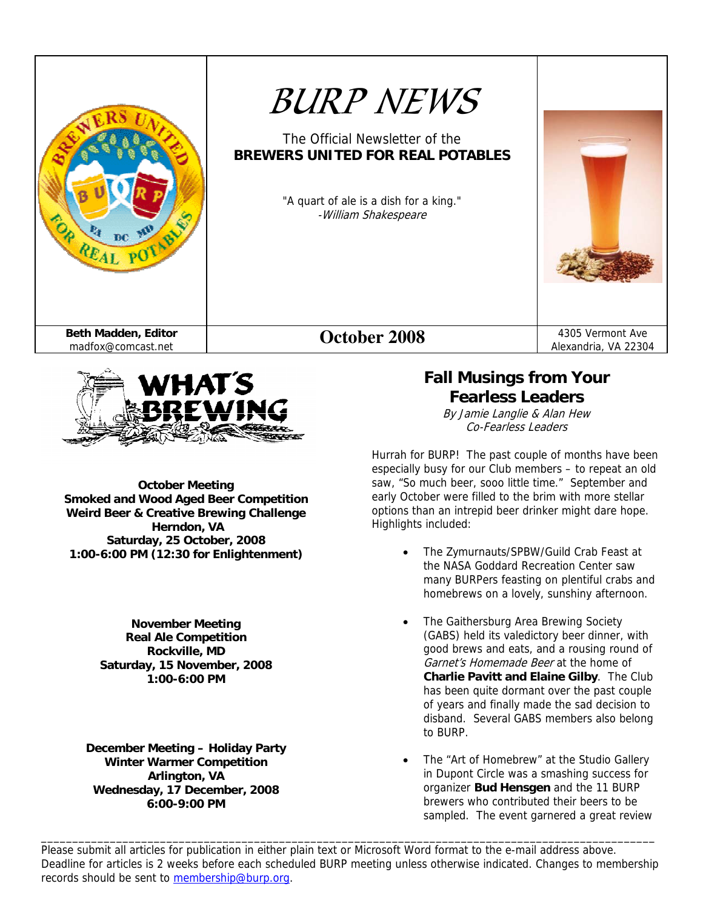# BURP NEWS

The Official Newsletter of the
**BREWERS UNITED FOR REAL POTABLES**

"A quart of ale is a dish for a king."
*-William Shakespeare*

**Beth Madden, Editor**
madfox@comcast.net

**October 2008**

4305 Vermont Ave
Alexandria, VA 22304

## WHAT'S BREWING

**October Meeting**
**Smoked and Wood Aged Beer Competition**
**Weird Beer & Creative Brewing Challenge**
**Herndon, VA**
**Saturday, 25 October, 2008**
**1:00-6:00 PM (12:30 for Enlightenment)**

**November Meeting**
**Real Ale Competition**
**Rockville, MD**
**Saturday, 15 November, 2008**
**1:00-6:00 PM**

**December Meeting – Holiday Party**
**Winter Warmer Competition**
**Arlington, VA**
**Wednesday, 17 December, 2008**
**6:00-9:00 PM**

## Fall Musings from Your Fearless Leaders

*By Jamie Langlie & Alan Hew*
*Co-Fearless Leaders*

Hurrah for BURP! The past couple of months have been especially busy for our Club members – to repeat an old saw, "So much beer, sooo little time." September and early October were filled to the brim with more stellar options than an intrepid beer drinker might dare hope. Highlights included:

- The Zymurnauts/SPBW/Guild Crab Feast at the NASA Goddard Recreation Center saw many BURPers feasting on plentiful crabs and homebrews on a lovely, sunshiny afternoon.
- The Gaithersburg Area Brewing Society (GABS) held its valedictory beer dinner, with good brews and eats, and a rousing round of *Garnet's Homemade Beer* at the home of **Charlie Pavitt and Elaine Gilby**. The Club has been quite dormant over the past couple of years and finally made the sad decision to disband. Several GABS members also belong to BURP.
- The "Art of Homebrew" at the Studio Gallery in Dupont Circle was a smashing success for organizer **Bud Hensgen** and the 11 BURP brewers who contributed their beers to be sampled. The event garnered a great review

---

Please submit all articles for publication in either plain text or Microsoft Word format to the e-mail address above. Deadline for articles is 2 weeks before each scheduled BURP meeting unless otherwise indicated. Changes to membership records should be sent to membership@burp.org.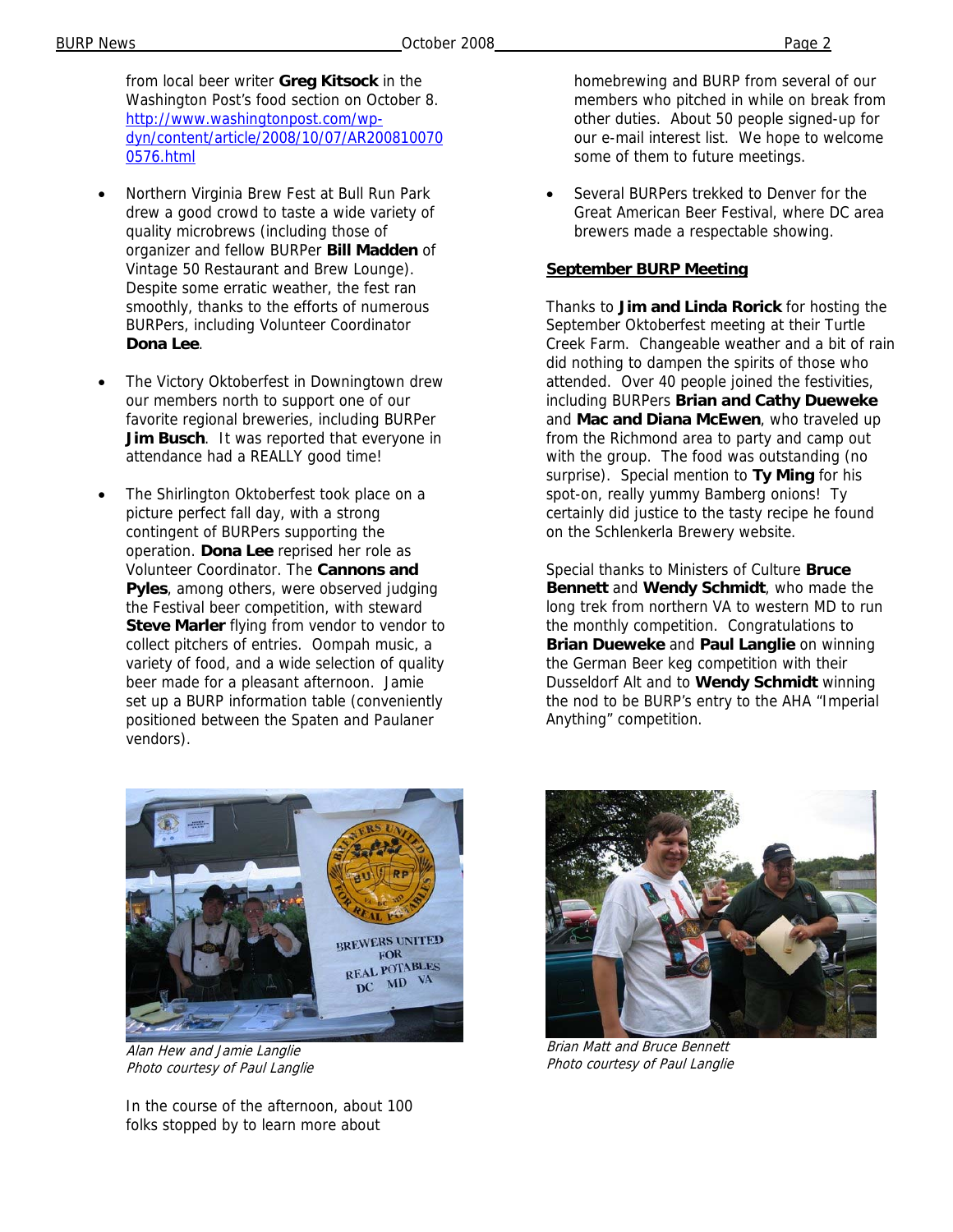from local beer writer **Greg Kitsock** in the Washington Post's food section on October 8. http://www.washingtonpost.com/wp-dyn/content/article/2008/10/07/AR2008100700576.html

- Northern Virginia Brew Fest at Bull Run Park drew a good crowd to taste a wide variety of quality microbrews (including those of organizer and fellow BURPer **Bill Madden** of Vintage 50 Restaurant and Brew Lounge). Despite some erratic weather, the fest ran smoothly, thanks to the efforts of numerous BURPers, including Volunteer Coordinator **Dona Lee**.

- The Victory Oktoberfest in Downingtown drew our members north to support one of our favorite regional breweries, including BURPer **Jim Busch**. It was reported that everyone in attendance had a REALLY good time!

- The Shirlington Oktoberfest took place on a picture perfect fall day, with a strong contingent of BURPers supporting the operation. **Dona Lee** reprised her role as Volunteer Coordinator. The **Cannons and Pyles**, among others, were observed judging the Festival beer competition, with steward **Steve Marler** flying from vendor to vendor to collect pitchers of entries. Oompah music, a variety of food, and a wide selection of quality beer made for a pleasant afternoon. Jamie set up a BURP information table (conveniently positioned between the Spaten and Paulaner vendors).

*Alan Hew and Jamie Langlie*
*Photo courtesy of Paul Langlie*

In the course of the afternoon, about 100 folks stopped by to learn more about homebrewing and BURP from several of our members who pitched in while on break from other duties. About 50 people signed-up for our e-mail interest list. We hope to welcome some of them to future meetings.

- Several BURPers trekked to Denver for the Great American Beer Festival, where DC area brewers made a respectable showing.

## September BURP Meeting

Thanks to **Jim and Linda Rorick** for hosting the September Oktoberfest meeting at their Turtle Creek Farm. Changeable weather and a bit of rain did nothing to dampen the spirits of those who attended. Over 40 people joined the festivities, including BURPers **Brian and Cathy Dueweke** and **Mac and Diana McEwen**, who traveled up from the Richmond area to party and camp out with the group. The food was outstanding (no surprise). Special mention to **Ty Ming** for his spot-on, really yummy Bamberg onions! Ty certainly did justice to the tasty recipe he found on the Schlenkerla Brewery website.

Special thanks to Ministers of Culture **Bruce Bennett** and **Wendy Schmidt**, who made the long trek from northern VA to western MD to run the monthly competition. Congratulations to **Brian Dueweke** and **Paul Langlie** on winning the German Beer keg competition with their Dusseldorf Alt and to **Wendy Schmidt** winning the nod to be BURP's entry to the AHA "Imperial Anything" competition.

*Brian Matt and Bruce Bennett*
*Photo courtesy of Paul Langlie*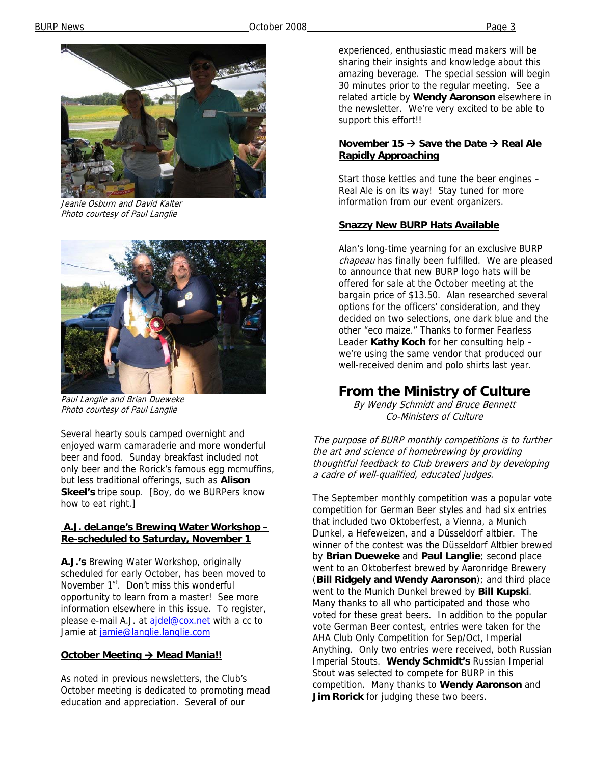Jeanie Osburn and David Kalter
Photo courtesy of Paul Langlie

Paul Langlie and Brian Dueweke
Photo courtesy of Paul Langlie

Several hearty souls camped overnight and enjoyed warm camaraderie and more wonderful beer and food. Sunday breakfast included not only beer and the Rorick's famous egg mcmuffins, but less traditional offerings, such as **Alison Skeel's** tripe soup. [Boy, do we BURPers know how to eat right.]

### A.J. deLange's Brewing Water Workshop – Re-scheduled to Saturday, November 1

**A.J.'s** Brewing Water Workshop, originally scheduled for early October, has been moved to November 1st. Don't miss this wonderful opportunity to learn from a master! See more information elsewhere in this issue. To register, please e-mail A.J. at ajdel@cox.net with a cc to Jamie at jamie@langlie.langlie.com

### October Meeting → Mead Mania!!

As noted in previous newsletters, the Club's October meeting is dedicated to promoting mead education and appreciation. Several of our experienced, enthusiastic mead makers will be sharing their insights and knowledge about this amazing beverage. The special session will begin 30 minutes prior to the regular meeting. See a related article by **Wendy Aaronson** elsewhere in the newsletter. We're very excited to be able to support this effort!!

### November 15 → Save the Date → Real Ale Rapidly Approaching

Start those kettles and tune the beer engines – Real Ale is on its way! Stay tuned for more information from our event organizers.

### Snazzy New BURP Hats Available

Alan's long-time yearning for an exclusive BURP *chapeau* has finally been fulfilled. We are pleased to announce that new BURP logo hats will be offered for sale at the October meeting at the bargain price of $13.50. Alan researched several options for the officers' consideration, and they decided on two selections, one dark blue and the other "eco maize." Thanks to former Fearless Leader **Kathy Koch** for her consulting help – we're using the same vendor that produced our well-received denim and polo shirts last year.

## From the Ministry of Culture

*By Wendy Schmidt and Bruce Bennett*
*Co-Ministers of Culture*

*The purpose of BURP monthly competitions is to further the art and science of homebrewing by providing thoughtful feedback to Club brewers and by developing a cadre of well-qualified, educated judges.*

The September monthly competition was a popular vote competition for German Beer styles and had six entries that included two Oktoberfest, a Vienna, a Munich Dunkel, a Hefeweizen, and a Düsseldorf altbier. The winner of the contest was the Düsseldorf Altbier brewed by **Brian Dueweke** and **Paul Langlie**; second place went to an Oktoberfest brewed by Aaronridge Brewery (**Bill Ridgely and Wendy Aaronson**); and third place went to the Munich Dunkel brewed by **Bill Kupski**. Many thanks to all who participated and those who voted for these great beers. In addition to the popular vote German Beer contest, entries were taken for the AHA Club Only Competition for Sep/Oct, Imperial Anything. Only two entries were received, both Russian Imperial Stouts. **Wendy Schmidt's** Russian Imperial Stout was selected to compete for BURP in this competition. Many thanks to **Wendy Aaronson** and **Jim Rorick** for judging these two beers.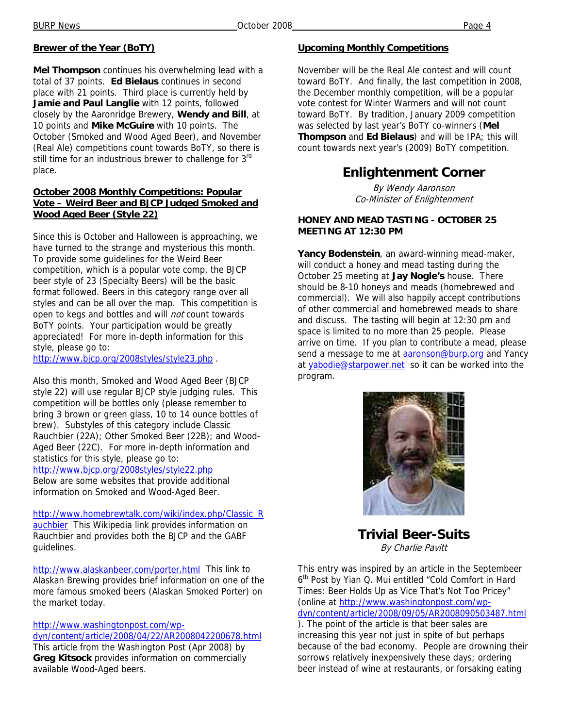## Brewer of the Year (BoTY)

**Mel Thompson** continues his overwhelming lead with a total of 37 points. **Ed Bielaus** continues in second place with 21 points. Third place is currently held by **Jamie and Paul Langlie** with 12 points, followed closely by the Aaronridge Brewery, **Wendy and Bill**, at 10 points and **Mike McGuire** with 10 points. The October (Smoked and Wood Aged Beer), and November (Real Ale) competitions count towards BoTY, so there is still time for an industrious brewer to challenge for 3rd place.

## October 2008 Monthly Competitions: Popular Vote – Weird Beer and BJCP Judged Smoked and Wood Aged Beer (Style 22)

Since this is October and Halloween is approaching, we have turned to the strange and mysterious this month. To provide some guidelines for the Weird Beer competition, which is a popular vote comp, the BJCP beer style of 23 (Specialty Beers) will be the basic format followed. Beers in this category range over all styles and can be all over the map. This competition is open to kegs and bottles and will *not* count towards BoTY points. Your participation would be greatly appreciated! For more in-depth information for this style, please go to: http://www.bjcp.org/2008styles/style23.php .

Also this month, Smoked and Wood Aged Beer (BJCP style 22) will use regular BJCP style judging rules. This competition will be bottles only (please remember to bring 3 brown or green glass, 10 to 14 ounce bottles of brew). Substyles of this category include Classic Rauchbier (22A); Other Smoked Beer (22B); and Wood-Aged Beer (22C). For more in-depth information and statistics for this style, please go to: http://www.bjcp.org/2008styles/style22.php
Below are some websites that provide additional information on Smoked and Wood-Aged Beer.

http://www.homebrewtalk.com/wiki/index.php/Classic_Rauchbier This Wikipedia link provides information on Rauchbier and provides both the BJCP and the GABF guidelines.

http://www.alaskanbeer.com/porter.html This link to Alaskan Brewing provides brief information on one of the more famous smoked beers (Alaskan Smoked Porter) on the market today.

http://www.washingtonpost.com/wp-dyn/content/article/2008/04/22/AR2008042200678.html
This article from the Washington Post (Apr 2008) by **Greg Kitsock** provides information on commercially available Wood-Aged beers.

## Upcoming Monthly Competitions

November will be the Real Ale contest and will count toward BoTY. And finally, the last competition in 2008, the December monthly competition, will be a popular vote contest for Winter Warmers and will not count toward BoTY. By tradition, January 2009 competition was selected by last year's BoTY co-winners (**Mel Thompson** and **Ed Bielaus**) and will be IPA; this will count towards next year's (2009) BoTY competition.

# Enlightenment Corner

*By Wendy Aaronson*
*Co-Minister of Enlightenment*

### HONEY AND MEAD TASTING - OCTOBER 25 MEETING AT 12:30 PM

**Yancy Bodenstein**, an award-winning mead-maker, will conduct a honey and mead tasting during the October 25 meeting at **Jay Nogle's** house. There should be 8-10 honeys and meads (homebrewed and commercial). We will also happily accept contributions of other commercial and homebrewed meads to share and discuss. The tasting will begin at 12:30 pm and space is limited to no more than 25 people. Please arrive on time. If you plan to contribute a mead, please send a message to me at aaronson@burp.org and Yancy at yabodie@starpower.net so it can be worked into the program.

# Trivial Beer-Suits

*By Charlie Pavitt*

This entry was inspired by an article in the Septembeer 6th Post by Yian Q. Mui entitled "Cold Comfort in Hard Times: Beer Holds Up as Vice That's Not Too Pricey" (online at http://www.washingtonpost.com/wp-dyn/content/article/2008/09/05/AR2008090503487.html ). The point of the article is that beer sales are increasing this year not just in spite of but perhaps because of the bad economy. People are drowning their sorrows relatively inexpensively these days; ordering beer instead of wine at restaurants, or forsaking eating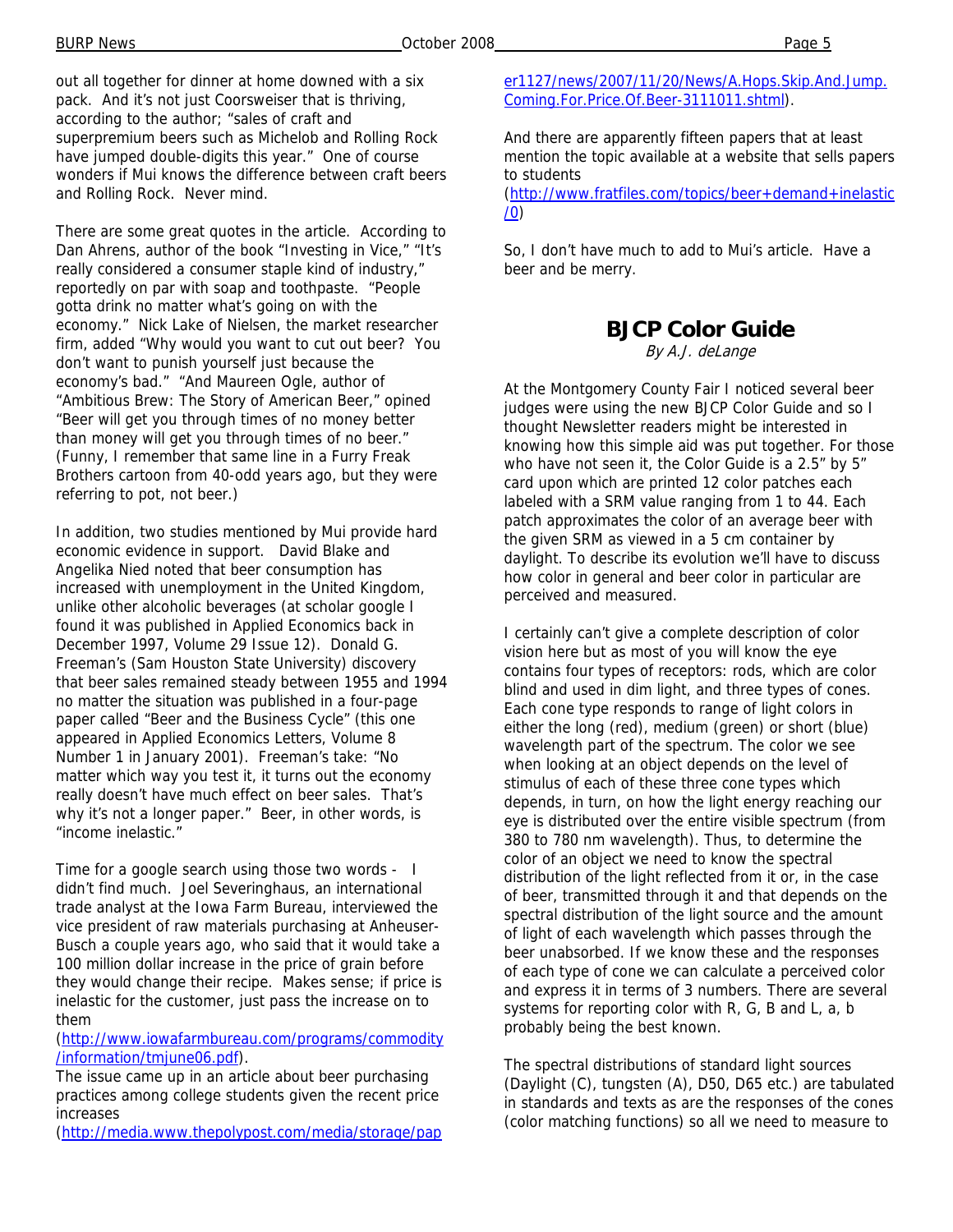out all together for dinner at home downed with a six pack. And it's not just Coorsweiser that is thriving, according to the author; "sales of craft and superpremium beers such as Michelob and Rolling Rock have jumped double-digits this year." One of course wonders if Mui knows the difference between craft beers and Rolling Rock. Never mind.

There are some great quotes in the article. According to Dan Ahrens, author of the book "Investing in Vice," "It's really considered a consumer staple kind of industry," reportedly on par with soap and toothpaste. "People gotta drink no matter what's going on with the economy." Nick Lake of Nielsen, the market researcher firm, added "Why would you want to cut out beer? You don't want to punish yourself just because the economy's bad." "And Maureen Ogle, author of "Ambitious Brew: The Story of American Beer," opined "Beer will get you through times of no money better than money will get you through times of no beer." (Funny, I remember that same line in a Furry Freak Brothers cartoon from 40-odd years ago, but they were referring to pot, not beer.)

In addition, two studies mentioned by Mui provide hard economic evidence in support. David Blake and Angelika Nied noted that beer consumption has increased with unemployment in the United Kingdom, unlike other alcoholic beverages (at scholar google I found it was published in Applied Economics back in December 1997, Volume 29 Issue 12). Donald G. Freeman's (Sam Houston State University) discovery that beer sales remained steady between 1955 and 1994 no matter the situation was published in a four-page paper called "Beer and the Business Cycle" (this one appeared in Applied Economics Letters, Volume 8 Number 1 in January 2001). Freeman's take: "No matter which way you test it, it turns out the economy really doesn't have much effect on beer sales. That's why it's not a longer paper." Beer, in other words, is "income inelastic."

Time for a google search using those two words - I didn't find much. Joel Severinghaus, an international trade analyst at the Iowa Farm Bureau, interviewed the vice president of raw materials purchasing at Anheuser-Busch a couple years ago, who said that it would take a 100 million dollar increase in the price of grain before they would change their recipe. Makes sense; if price is inelastic for the customer, just pass the increase on to them (http://www.iowafarmbureau.com/programs/commodity/information/tmjune06.pdf).

The issue came up in an article about beer purchasing practices among college students given the recent price increases (http://media.www.thepolypost.com/media/storage/paper1127/news/2007/11/20/News/A.Hops.Skip.And.Jump.Coming.For.Price.Of.Beer-3111011.shtml).

And there are apparently fifteen papers that at least mention the topic available at a website that sells papers to students (http://www.fratfiles.com/topics/beer+demand+inelastic/0)

So, I don't have much to add to Mui's article. Have a beer and be merry.

## BJCP Color Guide

*By A.J. deLange*

At the Montgomery County Fair I noticed several beer judges were using the new BJCP Color Guide and so I thought Newsletter readers might be interested in knowing how this simple aid was put together. For those who have not seen it, the Color Guide is a 2.5" by 5" card upon which are printed 12 color patches each labeled with a SRM value ranging from 1 to 44. Each patch approximates the color of an average beer with the given SRM as viewed in a 5 cm container by daylight. To describe its evolution we'll have to discuss how color in general and beer color in particular are perceived and measured.

I certainly can't give a complete description of color vision here but as most of you will know the eye contains four types of receptors: rods, which are color blind and used in dim light, and three types of cones. Each cone type responds to range of light colors in either the long (red), medium (green) or short (blue) wavelength part of the spectrum. The color we see when looking at an object depends on the level of stimulus of each of these three cone types which depends, in turn, on how the light energy reaching our eye is distributed over the entire visible spectrum (from 380 to 780 nm wavelength). Thus, to determine the color of an object we need to know the spectral distribution of the light reflected from it or, in the case of beer, transmitted through it and that depends on the spectral distribution of the light source and the amount of light of each wavelength which passes through the beer unabsorbed. If we know these and the responses of each type of cone we can calculate a perceived color and express it in terms of 3 numbers. There are several systems for reporting color with R, G, B and L, a, b probably being the best known.

The spectral distributions of standard light sources (Daylight (C), tungsten (A), D50, D65 etc.) are tabulated in standards and texts as are the responses of the cones (color matching functions) so all we need to measure to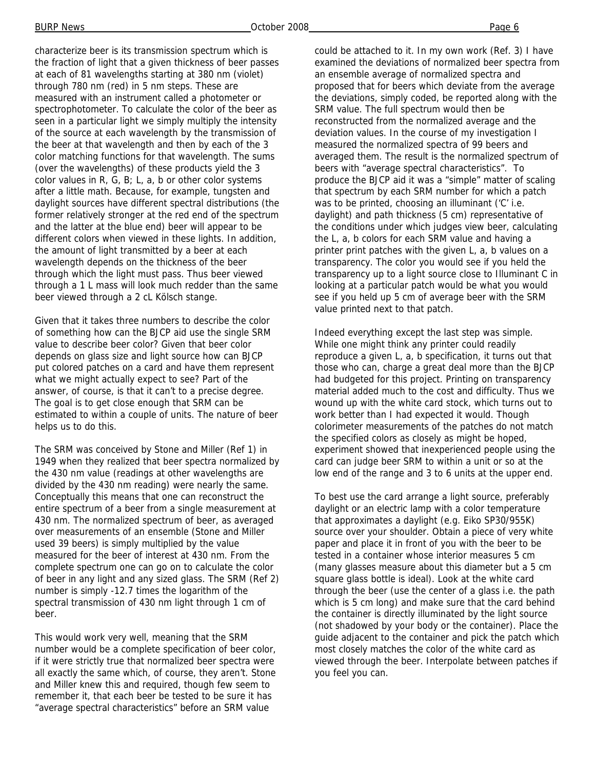characterize beer is its transmission spectrum which is the fraction of light that a given thickness of beer passes at each of 81 wavelengths starting at 380 nm (violet) through 780 nm (red) in 5 nm steps. These are measured with an instrument called a photometer or spectrophotometer. To calculate the color of the beer as seen in a particular light we simply multiply the intensity of the source at each wavelength by the transmission of the beer at that wavelength and then by each of the 3 color matching functions for that wavelength. The sums (over the wavelengths) of these products yield the 3 color values in R, G, B; L, a, b or other color systems after a little math. Because, for example, tungsten and daylight sources have different spectral distributions (the former relatively stronger at the red end of the spectrum and the latter at the blue end) beer will appear to be different colors when viewed in these lights. In addition, the amount of light transmitted by a beer at each wavelength depends on the thickness of the beer through which the light must pass. Thus beer viewed through a 1 L mass will look much redder than the same beer viewed through a 2 cL Kölsch stange.

Given that it takes three numbers to describe the color of something how can the BJCP aid use the single SRM value to describe beer color? Given that beer color depends on glass size and light source how can BJCP put colored patches on a card and have them represent what we might actually expect to see? Part of the answer, of course, is that it can't to a precise degree. The goal is to get close enough that SRM can be estimated to within a couple of units. The nature of beer helps us to do this.

The SRM was conceived by Stone and Miller (Ref 1) in 1949 when they realized that beer spectra normalized by the 430 nm value (readings at other wavelengths are divided by the 430 nm reading) were nearly the same. Conceptually this means that one can reconstruct the entire spectrum of a beer from a single measurement at 430 nm. The normalized spectrum of beer, as averaged over measurements of an ensemble (Stone and Miller used 39 beers) is simply multiplied by the value measured for the beer of interest at 430 nm. From the complete spectrum one can go on to calculate the color of beer in any light and any sized glass. The SRM (Ref 2) number is simply -12.7 times the logarithm of the spectral transmission of 430 nm light through 1 cm of beer.

This would work very well, meaning that the SRM number would be a complete specification of beer color, if it were strictly true that normalized beer spectra were all exactly the same which, of course, they aren't. Stone and Miller knew this and required, though few seem to remember it, that each beer be tested to be sure it has "average spectral characteristics" before an SRM value could be attached to it. In my own work (Ref. 3) I have examined the deviations of normalized beer spectra from an ensemble average of normalized spectra and proposed that for beers which deviate from the average the deviations, simply coded, be reported along with the SRM value. The full spectrum would then be reconstructed from the normalized average and the deviation values. In the course of my investigation I measured the normalized spectra of 99 beers and averaged them. The result is the normalized spectrum of beers with "average spectral characteristics". To produce the BJCP aid it was a "simple" matter of scaling that spectrum by each SRM number for which a patch was to be printed, choosing an illuminant ('C' i.e. daylight) and path thickness (5 cm) representative of the conditions under which judges view beer, calculating the L, a, b colors for each SRM value and having a printer print patches with the given L, a, b values on a transparency. The color you would see if you held the transparency up to a light source close to Illuminant C in looking at a particular patch would be what you would see if you held up 5 cm of average beer with the SRM value printed next to that patch.

Indeed everything except the last step was simple. While one might think any printer could readily reproduce a given L, a, b specification, it turns out that those who can, charge a great deal more than the BJCP had budgeted for this project. Printing on transparency material added much to the cost and difficulty. Thus we wound up with the white card stock, which turns out to work better than I had expected it would. Though colorimeter measurements of the patches do not match the specified colors as closely as might be hoped, experiment showed that inexperienced people using the card can judge beer SRM to within a unit or so at the low end of the range and 3 to 6 units at the upper end.

To best use the card arrange a light source, preferably daylight or an electric lamp with a color temperature that approximates a daylight (e.g. Eiko SP30/955K) source over your shoulder. Obtain a piece of very white paper and place it in front of you with the beer to be tested in a container whose interior measures 5 cm (many glasses measure about this diameter but a 5 cm square glass bottle is ideal). Look at the white card through the beer (use the center of a glass i.e. the path which is 5 cm long) and make sure that the card behind the container is directly illuminated by the light source (not shadowed by your body or the container). Place the guide adjacent to the container and pick the patch which most closely matches the color of the white card as viewed through the beer. Interpolate between patches if you feel you can.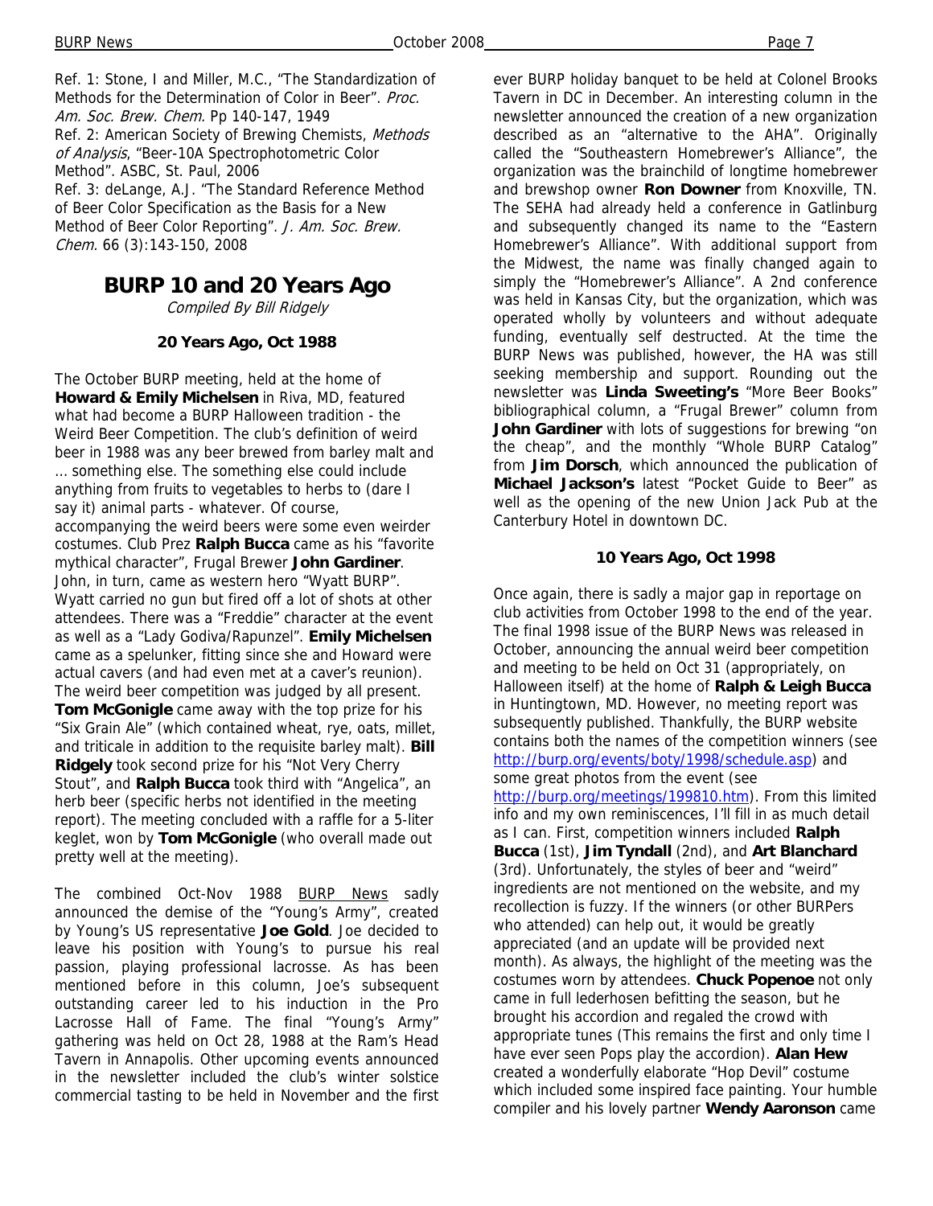Ref. 1: Stone, I and Miller, M.C., "The Standardization of Methods for the Determination of Color in Beer". *Proc. Am. Soc. Brew. Chem.* Pp 140-147, 1949

Ref. 2: American Society of Brewing Chemists, *Methods of Analysis*, "Beer-10A Spectrophotometric Color Method". ASBC, St. Paul, 2006

Ref. 3: deLange, A.J. "The Standard Reference Method of Beer Color Specification as the Basis for a New Method of Beer Color Reporting". *J. Am. Soc. Brew. Chem.* 66 (3):143-150, 2008

# BURP 10 and 20 Years Ago

*Compiled By Bill Ridgely*

### 20 Years Ago, Oct 1988

The October BURP meeting, held at the home of **Howard & Emily Michelsen** in Riva, MD, featured what had become a BURP Halloween tradition - the Weird Beer Competition. The club's definition of weird beer in 1988 was any beer brewed from barley malt and … something else. The something else could include anything from fruits to vegetables to herbs to (dare I say it) animal parts - whatever. Of course, accompanying the weird beers were some even weirder costumes. Club Prez **Ralph Bucca** came as his "favorite mythical character", Frugal Brewer **John Gardiner**. John, in turn, came as western hero "Wyatt BURP". Wyatt carried no gun but fired off a lot of shots at other attendees. There was a "Freddie" character at the event as well as a "Lady Godiva/Rapunzel". **Emily Michelsen** came as a spelunker, fitting since she and Howard were actual cavers (and had even met at a caver's reunion). The weird beer competition was judged by all present. **Tom McGonigle** came away with the top prize for his "Six Grain Ale" (which contained wheat, rye, oats, millet, and triticale in addition to the requisite barley malt). **Bill Ridgely** took second prize for his "Not Very Cherry Stout", and **Ralph Bucca** took third with "Angelica", an herb beer (specific herbs not identified in the meeting report). The meeting concluded with a raffle for a 5-liter keglet, won by **Tom McGonigle** (who overall made out pretty well at the meeting).

The combined Oct-Nov 1988 BURP News sadly announced the demise of the "Young's Army", created by Young's US representative **Joe Gold**. Joe decided to leave his position with Young's to pursue his real passion, playing professional lacrosse. As has been mentioned before in this column, Joe's subsequent outstanding career led to his induction in the Pro Lacrosse Hall of Fame. The final "Young's Army" gathering was held on Oct 28, 1988 at the Ram's Head Tavern in Annapolis. Other upcoming events announced in the newsletter included the club's winter solstice commercial tasting to be held in November and the first ever BURP holiday banquet to be held at Colonel Brooks Tavern in DC in December. An interesting column in the newsletter announced the creation of a new organization described as an "alternative to the AHA". Originally called the "Southeastern Homebrewer's Alliance", the organization was the brainchild of longtime homebrewer and brewshop owner **Ron Downer** from Knoxville, TN. The SEHA had already held a conference in Gatlinburg and subsequently changed its name to the "Eastern Homebrewer's Alliance". With additional support from the Midwest, the name was finally changed again to simply the "Homebrewer's Alliance". A 2nd conference was held in Kansas City, but the organization, which was operated wholly by volunteers and without adequate funding, eventually self destructed. At the time the BURP News was published, however, the HA was still seeking membership and support. Rounding out the newsletter was **Linda Sweeting's** "More Beer Books" bibliographical column, a "Frugal Brewer" column from **John Gardiner** with lots of suggestions for brewing "on the cheap", and the monthly "Whole BURP Catalog" from **Jim Dorsch**, which announced the publication of **Michael Jackson's** latest "Pocket Guide to Beer" as well as the opening of the new Union Jack Pub at the Canterbury Hotel in downtown DC.

### 10 Years Ago, Oct 1998

Once again, there is sadly a major gap in reportage on club activities from October 1998 to the end of the year. The final 1998 issue of the BURP News was released in October, announcing the annual weird beer competition and meeting to be held on Oct 31 (appropriately, on Halloween itself) at the home of **Ralph & Leigh Bucca** in Huntingtown, MD. However, no meeting report was subsequently published. Thankfully, the BURP website contains both the names of the competition winners (see http://burp.org/events/boty/1998/schedule.asp) and some great photos from the event (see http://burp.org/meetings/199810.htm). From this limited info and my own reminiscences, I'll fill in as much detail as I can. First, competition winners included **Ralph Bucca** (1st), **Jim Tyndall** (2nd), and **Art Blanchard** (3rd). Unfortunately, the styles of beer and "weird" ingredients are not mentioned on the website, and my recollection is fuzzy. If the winners (or other BURPers who attended) can help out, it would be greatly appreciated (and an update will be provided next month). As always, the highlight of the meeting was the costumes worn by attendees. **Chuck Popenoe** not only came in full lederhosen befitting the season, but he brought his accordion and regaled the crowd with appropriate tunes (This remains the first and only time I have ever seen Pops play the accordion). **Alan Hew** created a wonderfully elaborate "Hop Devil" costume which included some inspired face painting. Your humble compiler and his lovely partner **Wendy Aaronson** came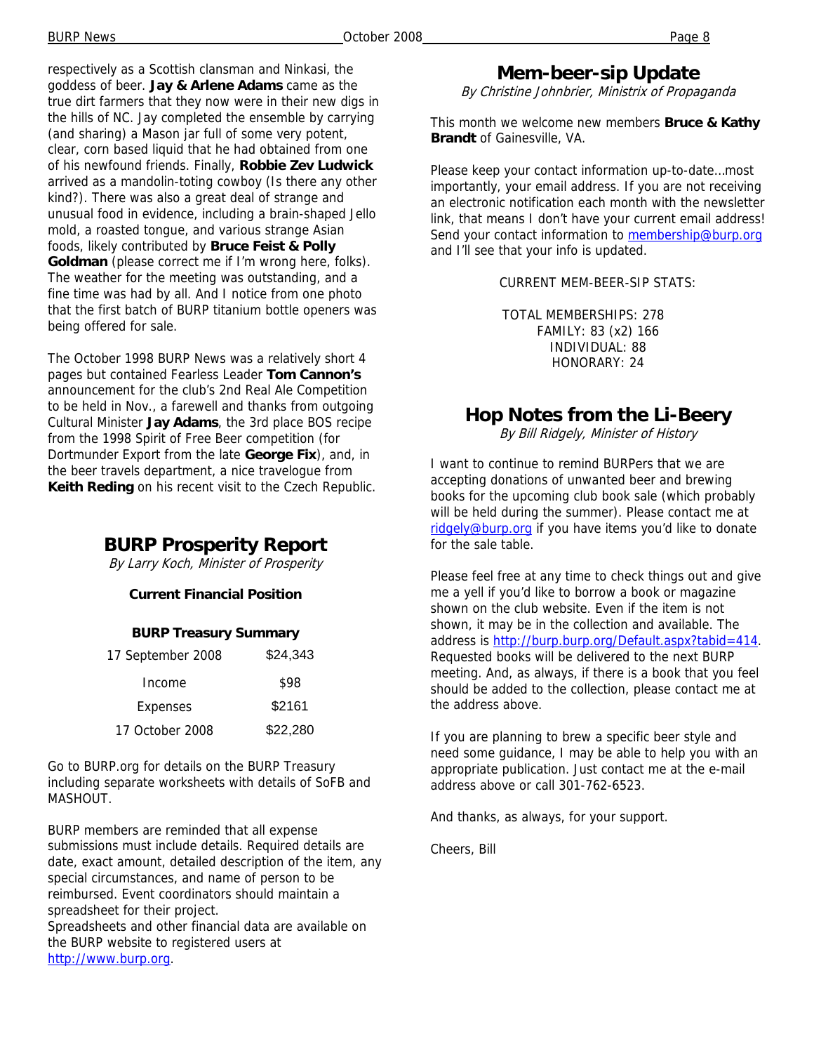respectively as a Scottish clansman and Ninkasi, the goddess of beer. **Jay & Arlene Adams** came as the true dirt farmers that they now were in their new digs in the hills of NC. Jay completed the ensemble by carrying (and sharing) a Mason jar full of some very potent, clear, corn based liquid that he had obtained from one of his newfound friends. Finally, **Robbie Zev Ludwick** arrived as a mandolin-toting cowboy (Is there any other kind?). There was also a great deal of strange and unusual food in evidence, including a brain-shaped Jello mold, a roasted tongue, and various strange Asian foods, likely contributed by **Bruce Feist & Polly Goldman** (please correct me if I'm wrong here, folks). The weather for the meeting was outstanding, and a fine time was had by all. And I notice from one photo that the first batch of BURP titanium bottle openers was being offered for sale.

The October 1998 BURP News was a relatively short 4 pages but contained Fearless Leader **Tom Cannon's** announcement for the club's 2nd Real Ale Competition to be held in Nov., a farewell and thanks from outgoing Cultural Minister **Jay Adams**, the 3rd place BOS recipe from the 1998 Spirit of Free Beer competition (for Dortmunder Export from the late **George Fix**), and, in the beer travels department, a nice travelogue from **Keith Reding** on his recent visit to the Czech Republic.

## BURP Prosperity Report

*By Larry Koch, Minister of Prosperity*

**Current Financial Position**

**BURP Treasury Summary**

| | |
|---|---|
| 17 September 2008 | $24,343 |
| Income | $98 |
| Expenses | $2161 |
| 17 October 2008 | $22,280 |

Go to BURP.org for details on the BURP Treasury including separate worksheets with details of SoFB and MASHOUT.

BURP members are reminded that all expense submissions must include details. Required details are date, exact amount, detailed description of the item, any special circumstances, and name of person to be reimbursed. Event coordinators should maintain a spreadsheet for their project.
Spreadsheets and other financial data are available on the BURP website to registered users at http://www.burp.org.

## Mem-beer-sip Update

*By Christine Johnbrier, Ministrix of Propaganda*

This month we welcome new members **Bruce & Kathy Brandt** of Gainesville, VA.

Please keep your contact information up-to-date…most importantly, your email address. If you are not receiving an electronic notification each month with the newsletter link, that means I don't have your current email address! Send your contact information to membership@burp.org and I'll see that your info is updated.

CURRENT MEM-BEER-SIP STATS:

TOTAL MEMBERSHIPS: 278
FAMILY: 83 (x2) 166
INDIVIDUAL: 88
HONORARY: 24

## Hop Notes from the Li-Beery

*By Bill Ridgely, Minister of History*

I want to continue to remind BURPers that we are accepting donations of unwanted beer and brewing books for the upcoming club book sale (which probably will be held during the summer). Please contact me at ridgely@burp.org if you have items you'd like to donate for the sale table.

Please feel free at any time to check things out and give me a yell if you'd like to borrow a book or magazine shown on the club website. Even if the item is not shown, it may be in the collection and available. The address is http://burp.burp.org/Default.aspx?tabid=414. Requested books will be delivered to the next BURP meeting. And, as always, if there is a book that you feel should be added to the collection, please contact me at the address above.

If you are planning to brew a specific beer style and need some guidance, I may be able to help you with an appropriate publication. Just contact me at the e-mail address above or call 301-762-6523.

And thanks, as always, for your support.

Cheers, Bill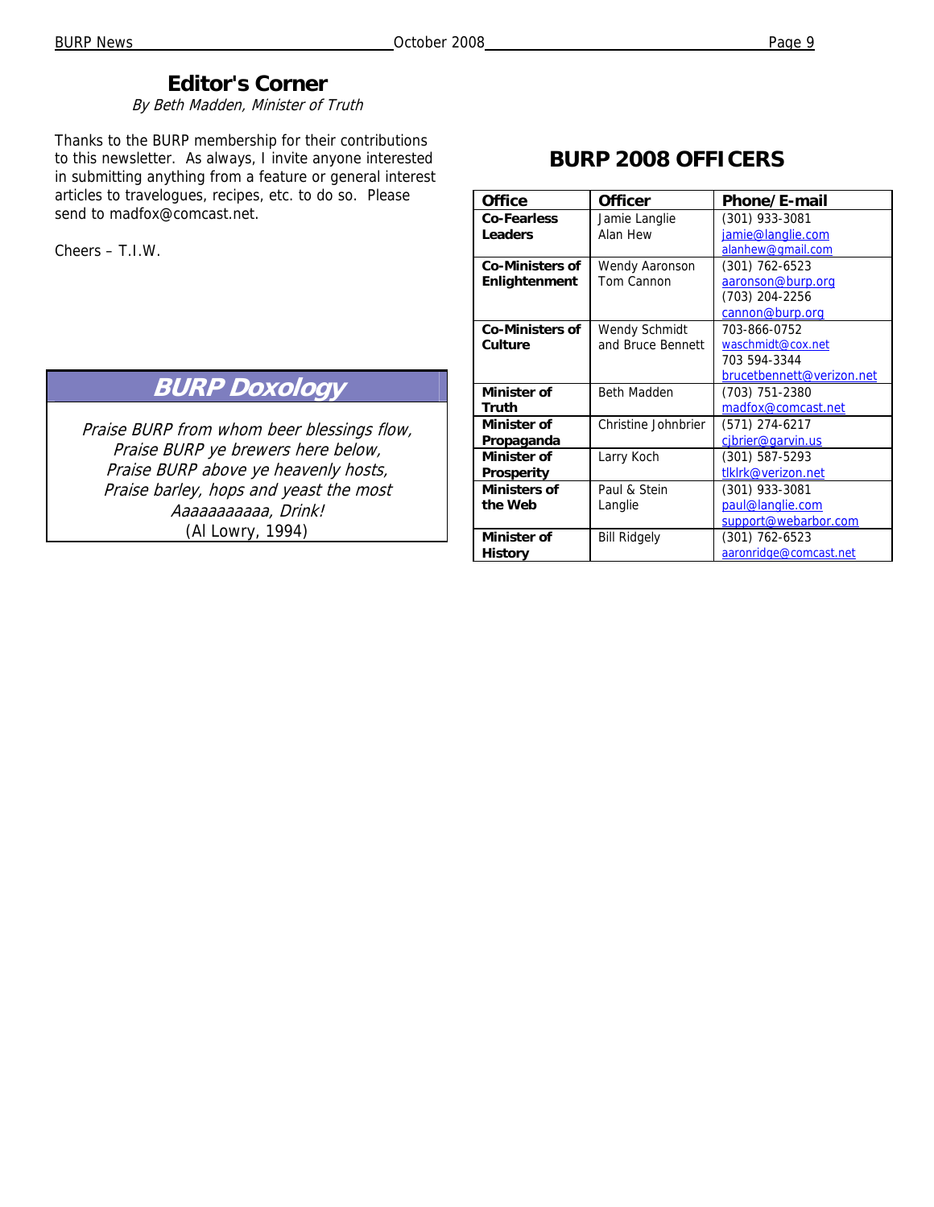## Editor's Corner

*By Beth Madden, Minister of Truth*

Thanks to the BURP membership for their contributions to this newsletter. As always, I invite anyone interested in submitting anything from a feature or general interest articles to travelogues, recipes, etc. to do so. Please send to madfox@comcast.net.

Cheers – T.I.W.

## BURP Doxology

*Praise BURP from whom beer blessings flow,*
*Praise BURP ye brewers here below,*
*Praise BURP above ye heavenly hosts,*
*Praise barley, hops and yeast the most*
*Aaaaaaaaaaa, Drink!*
(Al Lowry, 1994)

## BURP 2008 OFFICERS

| Office | Officer | Phone/E-mail |
|---|---|---|
| **Co-Fearless Leaders** | Jamie Langlie<br>Alan Hew | (301) 933-3081<br>jamie@langlie.com<br>alanhew@gmail.com |
| **Co-Ministers of Enlightenment** | Wendy Aaronson<br>Tom Cannon | (301) 762-6523<br>aaronson@burp.org<br>(703) 204-2256<br>cannon@burp.org |
| **Co-Ministers of Culture** | Wendy Schmidt and Bruce Bennett | 703-866-0752<br>waschmidt@cox.net<br>703 594-3344<br>brucetbennett@verizon.net |
| **Minister of Truth** | Beth Madden | (703) 751-2380<br>madfox@comcast.net |
| **Minister of Propaganda** | Christine Johnbrier | (571) 274-6217<br>cjbrier@garvin.us |
| **Minister of Prosperity** | Larry Koch | (301) 587-5293<br>tlklrk@verizon.net |
| **Ministers of the Web** | Paul & Stein Langlie | (301) 933-3081<br>paul@langlie.com<br>support@webarbor.com |
| **Minister of History** | Bill Ridgely | (301) 762-6523<br>aaronridge@comcast.net |